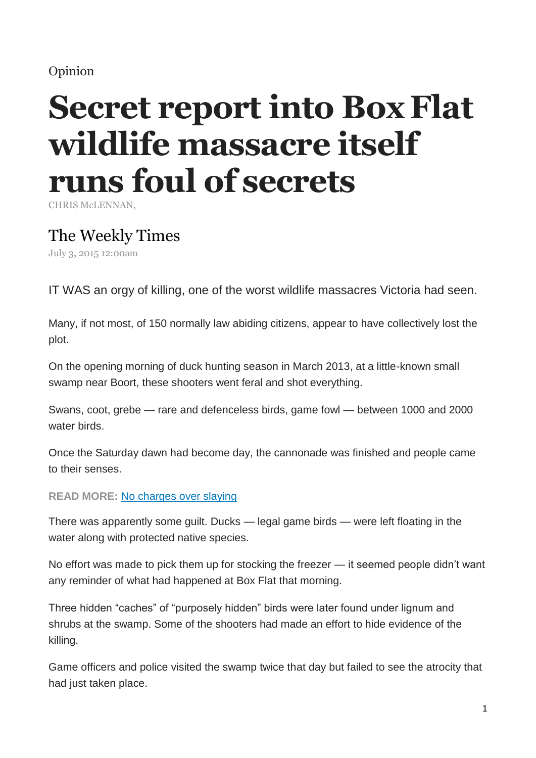Opinion

# Secret report into Box Flat wildlife massacre itself runs foul of secrets

CHRIS McLENNAN,

## The Weekly Times

July 3, 2015 12:00am

IT WAS an orgy of killing, one of the worst wildlife massacres Victoria had seen.

Many, if not most, of 150 normally law abiding citizens, appear to have collectively lost the plot.

On the opening morning of duck hunting season in March 2013, at a little-known small swamp near Boort, these shooters went feral and shot everything.

Swans, coot, grebe — rare and defenceless birds, game fowl — between 1000 and 2000 water birds.

Once the Saturday dawn had become day, the cannonade was finished and people came to their senses.

**READ MORE:** No charges over slaying

There was apparently some guilt. Ducks — legal game birds — were left floating in the water along with protected native species.

No effort was made to pick them up for stocking the freezer — it seemed people didn't want any reminder of what had happened at Box Flat that morning.

Three hidden "caches" of "purposely hidden" birds were later found under lignum and shrubs at the swamp. Some of the shooters had made an effort to hide evidence of the killing.

Game officers and police visited the swamp twice that day but failed to see the atrocity that had just taken place.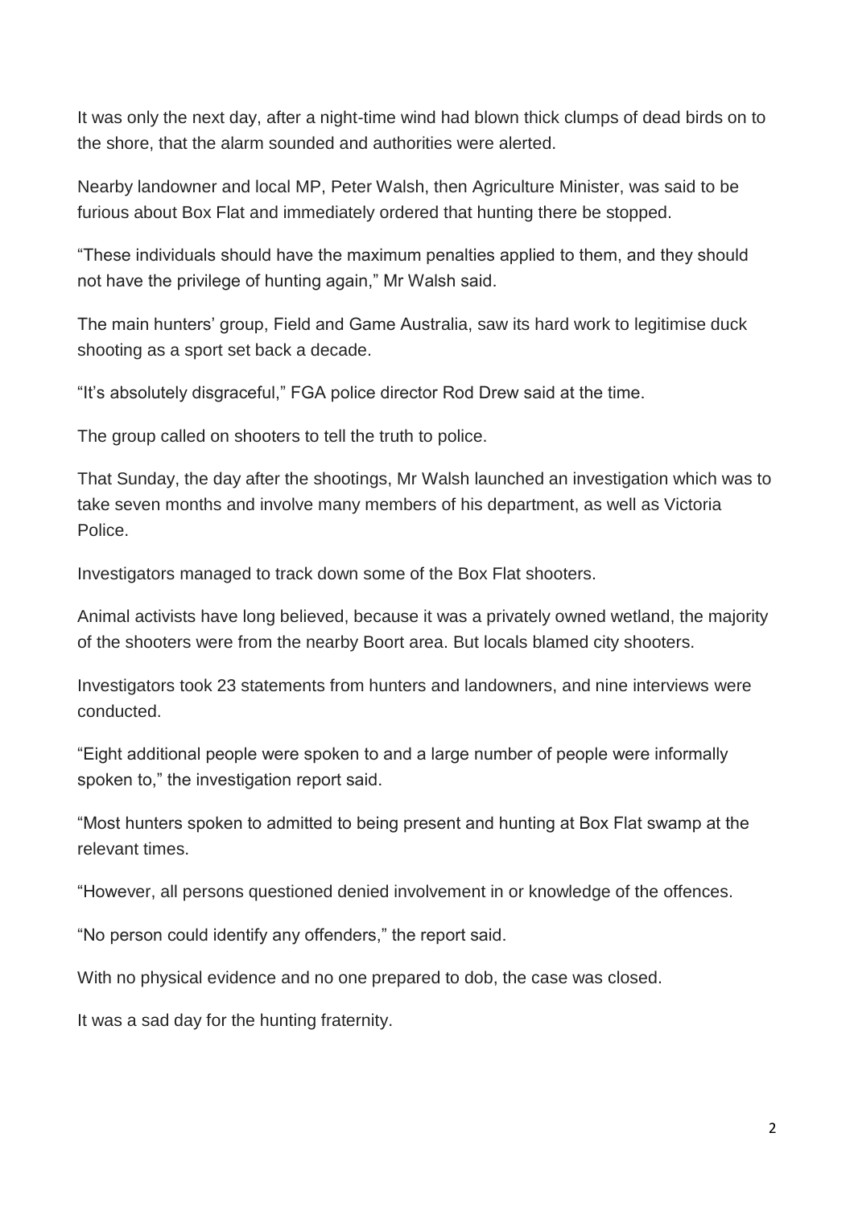It was only the next day, after a night-time wind had blown thick clumps of dead birds on to the shore, that the alarm sounded and authorities were alerted.

Nearby landowner and local MP, Peter Walsh, then Agriculture Minister, was said to be furious about Box Flat and immediately ordered that hunting there be stopped.

“These individuals should have the maximum penalties applied to them, and they should not have the privilege of hunting again,” Mr Walsh said.

The main hunters’ group, Field and Game Australia, saw its hard work to legitimise duck shooting as a sport set back a decade.

“It’s absolutely disgraceful,” FGA police director Rod Drew said at the time.

The group called on shooters to tell the truth to police.

That Sunday, the day after the shootings, Mr Walsh launched an investigation which was to take seven months and involve many members of his department, as well as Victoria Police.

Investigators managed to track down some of the Box Flat shooters.

Animal activists have long believed, because it was a privately owned wetland, the majority of the shooters were from the nearby Boort area. But locals blamed city shooters.

Investigators took 23 statements from hunters and landowners, and nine interviews were conducted.

“Eight additional people were spoken to and a large number of people were informally spoken to,” the investigation report said.

“Most hunters spoken to admitted to being present and hunting at Box Flat swamp at the relevant times.

“However, all persons questioned denied involvement in or knowledge of the offences.

“No person could identify any offenders,” the report said.

With no physical evidence and no one prepared to dob, the case was closed.

It was a sad day for the hunting fraternity.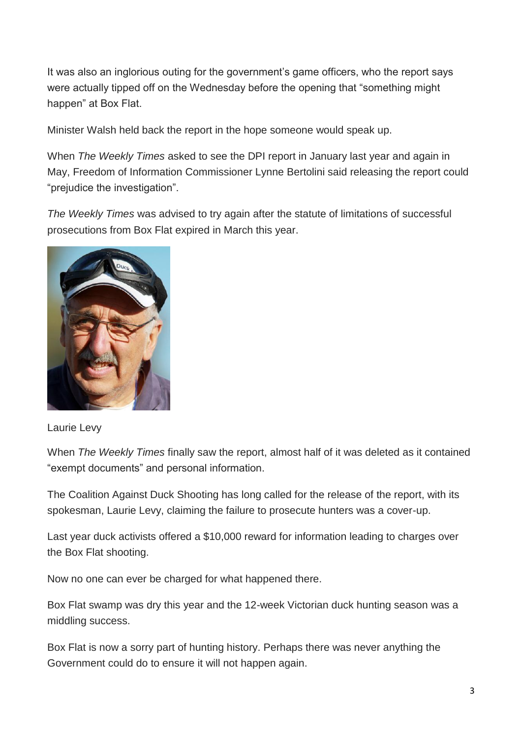It was also an inglorious outing for the government's game officers, who the report says were actually tipped off on the Wednesday before the opening that "something might happen" at Box Flat.

Minister Walsh held back the report in the hope someone would speak up.

When *The Weekly Times* asked to see the DPI report in January last year and again in May, Freedom of Information Commissioner Lynne Bertolini said releasing the report could "prejudice the investigation".

*The Weekly Times* was advised to try again after the statute of limitations of successful prosecutions from Box Flat expired in March this year.

Laurie Levy

When *The Weekly Times* finally saw the report, almost half of it was deleted as it contained "exempt documents" and personal information.

The Coalition Against Duck Shooting has long called for the release of the report, with its spokesman, Laurie Levy, claiming the failure to prosecute hunters was a cover-up.

Last year duck activists offered a $10,000 reward for information leading to charges over the Box Flat shooting.

Now no one can ever be charged for what happened there.

Box Flat swamp was dry this year and the 12-week Victorian duck hunting season was a middling success.

Box Flat is now a sorry part of hunting history. Perhaps there was never anything the Government could do to ensure it will not happen again.